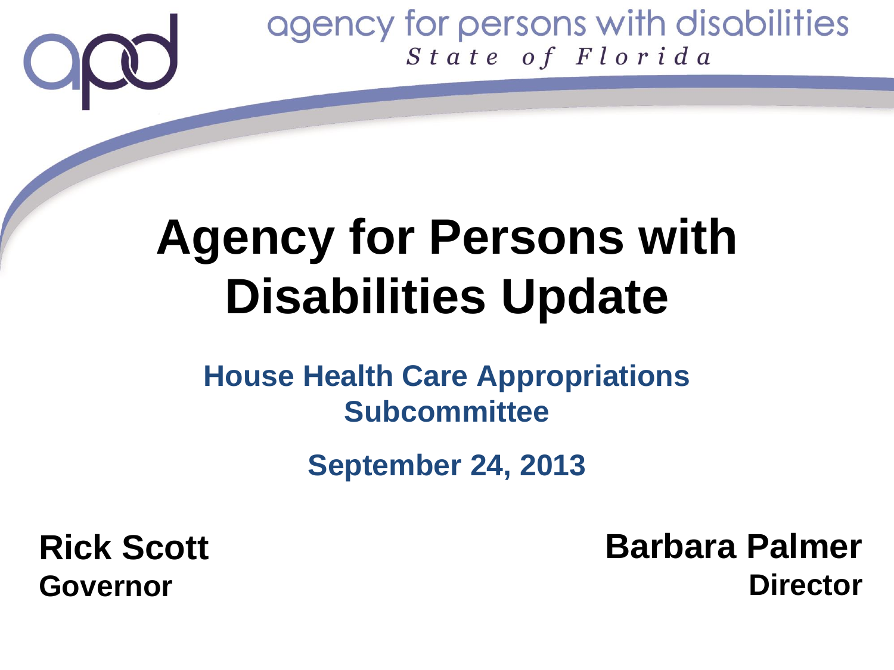agency for persons with disabilities
*State of Florida*

# Agency for Persons with Disabilities Update

**House Health Care Appropriations Subcommittee**

**September 24, 2013**

**Rick Scott**
**Governor**

**Barbara Palmer**
**Director**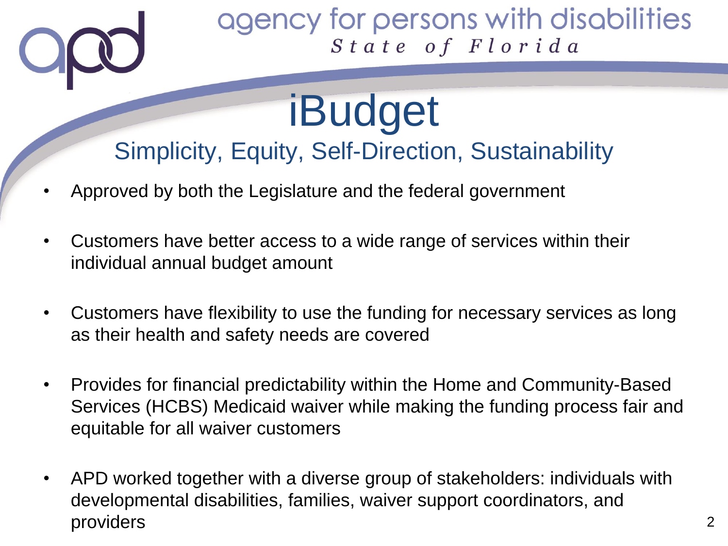agency for persons with disabilities
*State of Florida*

# iBudget

## Simplicity, Equity, Self-Direction, Sustainability

- Approved by both the Legislature and the federal government
- Customers have better access to a wide range of services within their individual annual budget amount
- Customers have flexibility to use the funding for necessary services as long as their health and safety needs are covered
- Provides for financial predictability within the Home and Community-Based Services (HCBS) Medicaid waiver while making the funding process fair and equitable for all waiver customers
- APD worked together with a diverse group of stakeholders: individuals with developmental disabilities, families, waiver support coordinators, and providers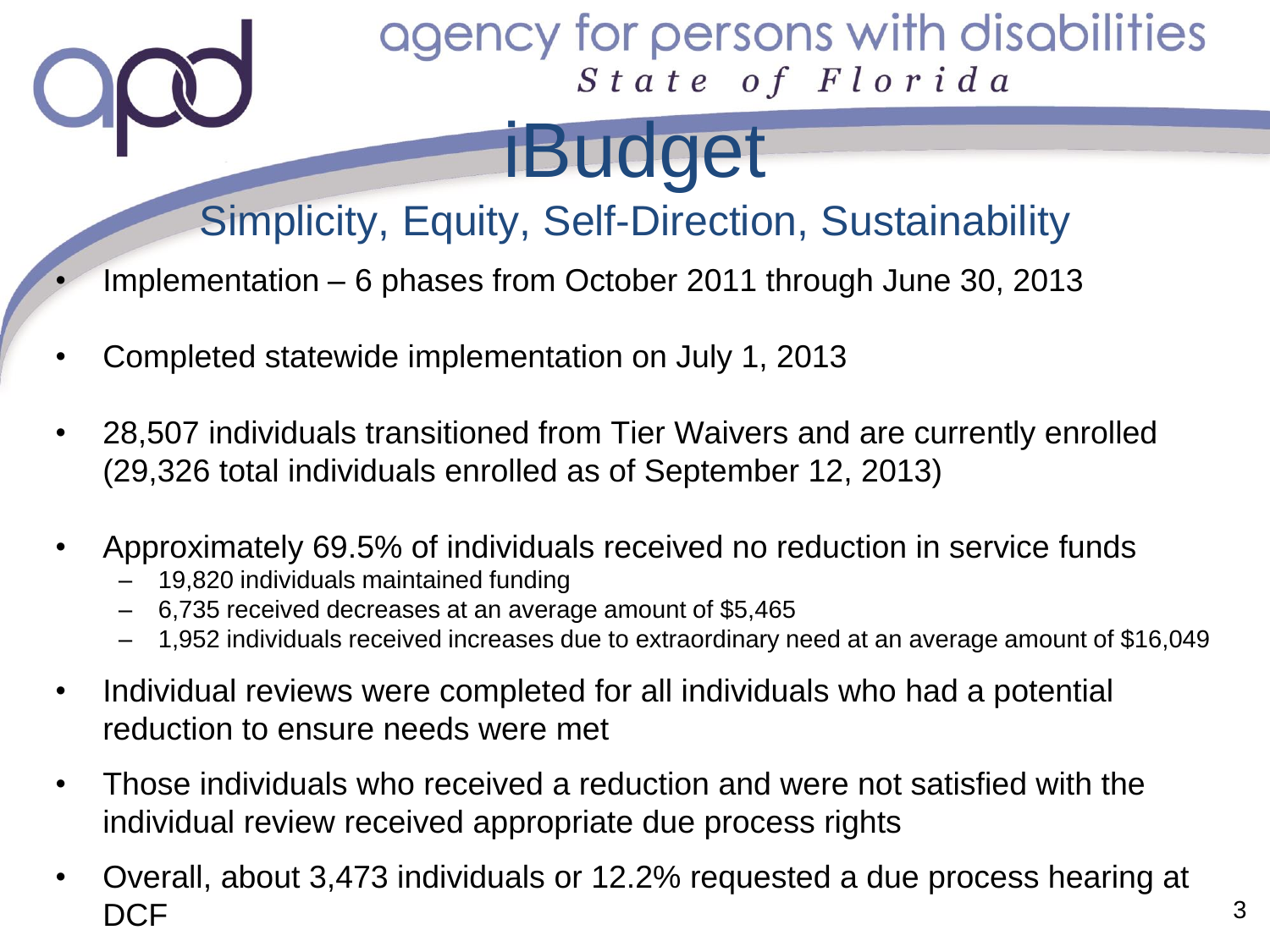agency for persons with disabilities
*State of Florida*

# iBudget

## Simplicity, Equity, Self-Direction, Sustainability

- Implementation – 6 phases from October 2011 through June 30, 2013
- Completed statewide implementation on July 1, 2013
- 28,507 individuals transitioned from Tier Waivers and are currently enrolled (29,326 total individuals enrolled as of September 12, 2013)
- Approximately 69.5% of individuals received no reduction in service funds
  - 19,820 individuals maintained funding
  - 6,735 received decreases at an average amount of $5,465
  - 1,952 individuals received increases due to extraordinary need at an average amount of $16,049
- Individual reviews were completed for all individuals who had a potential reduction to ensure needs were met
- Those individuals who received a reduction and were not satisfied with the individual review received appropriate due process rights
- Overall, about 3,473 individuals or 12.2% requested a due process hearing at DCF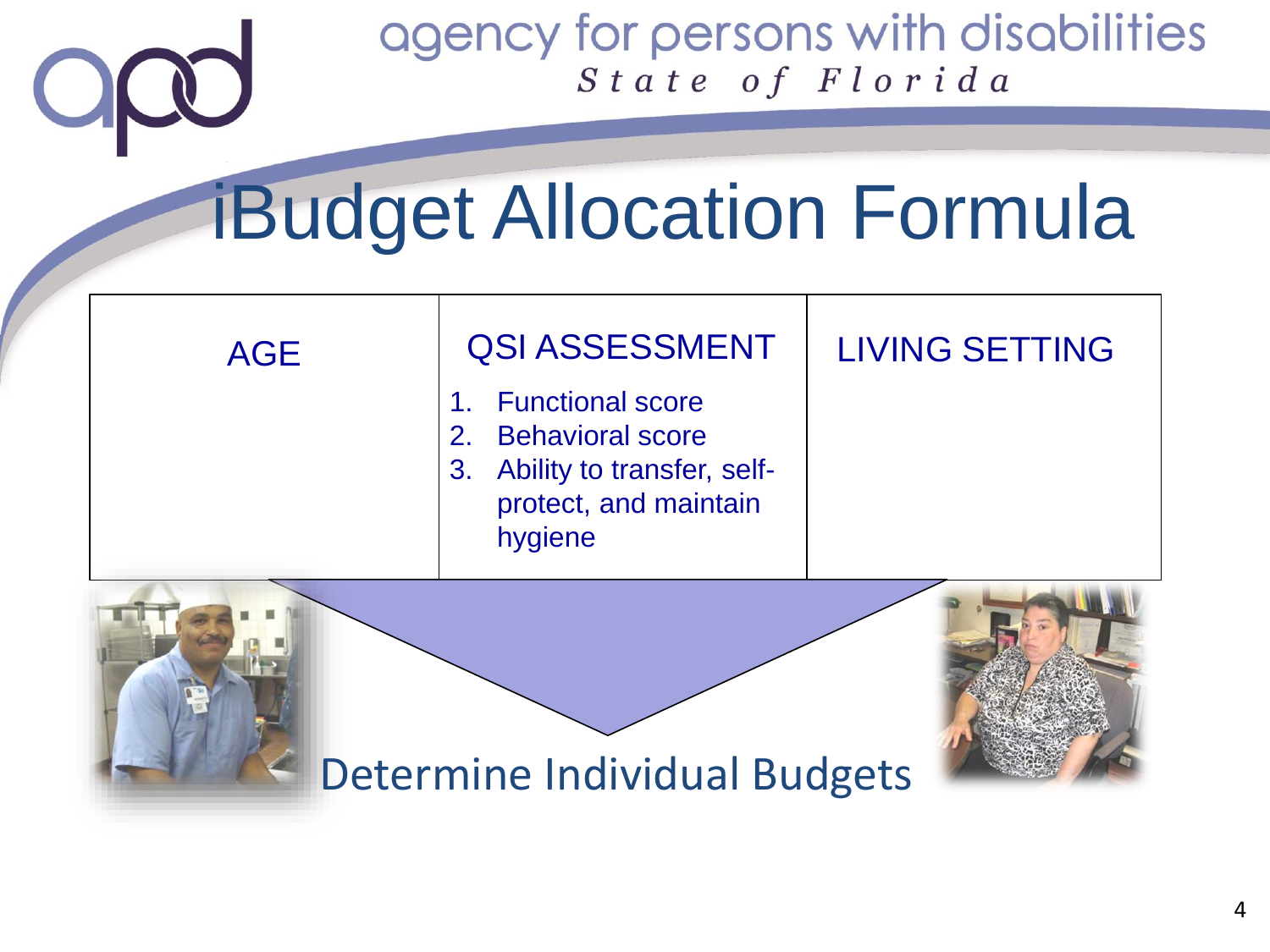# iBudget Allocation Formula

| AGE | QSI ASSESSMENT | LIVING SETTING |
|---|---|---|
| | 1. Functional score<br>2. Behavioral score<br>3. Ability to transfer, self-protect, and maintain hygiene | |

Determine Individual Budgets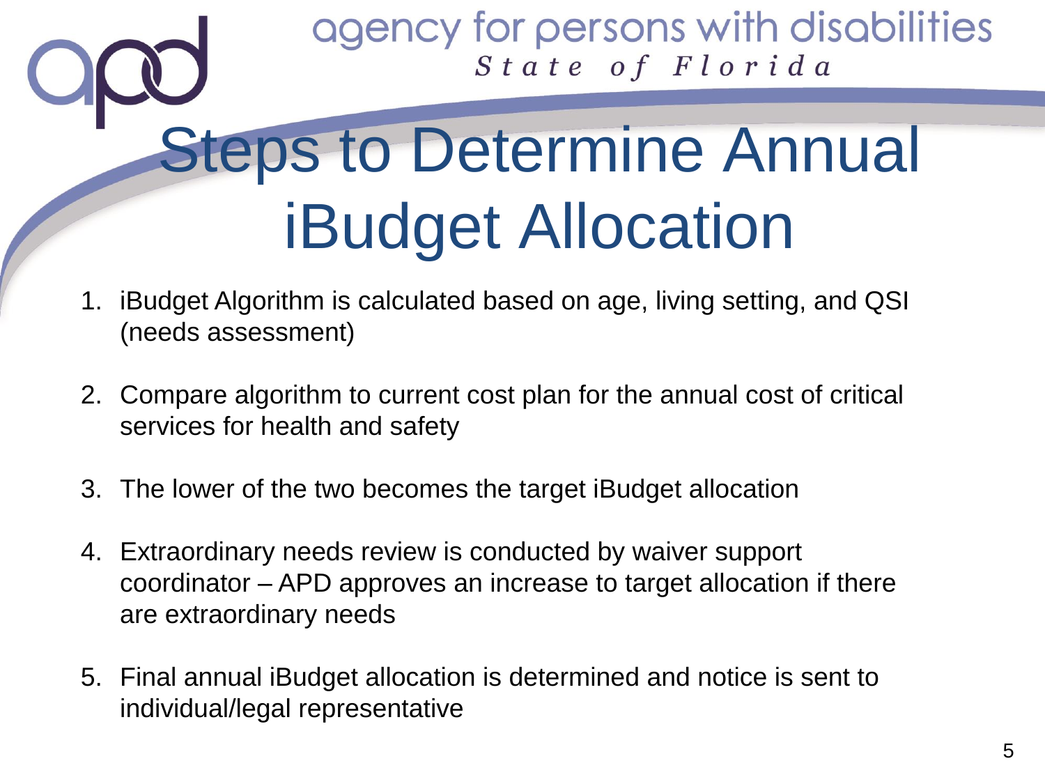# Steps to Determine Annual iBudget Allocation

1. iBudget Algorithm is calculated based on age, living setting, and QSI (needs assessment)

2. Compare algorithm to current cost plan for the annual cost of critical services for health and safety

3. The lower of the two becomes the target iBudget allocation

4. Extraordinary needs review is conducted by waiver support coordinator – APD approves an increase to target allocation if there are extraordinary needs

5. Final annual iBudget allocation is determined and notice is sent to individual/legal representative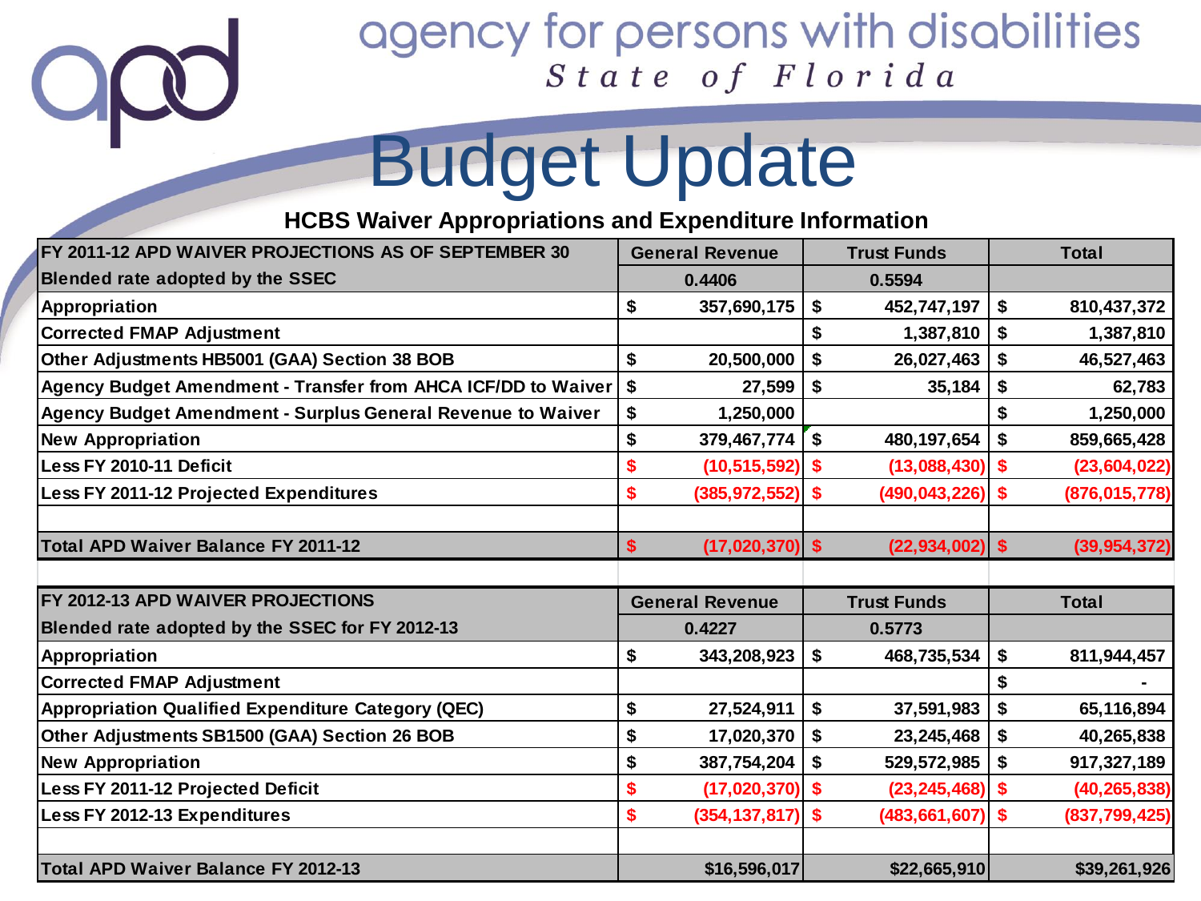agency for persons with disabilities
*State of Florida*

# Budget Update

### HCBS Waiver Appropriations and Expenditure Information

| FY 2011-12 APD WAIVER PROJECTIONS AS OF SEPTEMBER 30 | General Revenue | Trust Funds | Total |
|---|---|---|---|
| Blended rate adopted by the SSEC | 0.4406 | 0.5594 | |
| Appropriation | $ 357,690,175 | $ 452,747,197 | $ 810,437,372 |
| Corrected FMAP Adjustment | | $ 1,387,810 | $ 1,387,810 |
| Other Adjustments HB5001 (GAA) Section 38 BOB | $ 20,500,000 | $ 26,027,463 | $ 46,527,463 |
| Agency Budget Amendment - Transfer from AHCA ICF/DD to Waiver | $ 27,599 | $ 35,184 | $ 62,783 |
| Agency Budget Amendment - Surplus General Revenue to Waiver | $ 1,250,000 | | $ 1,250,000 |
| New Appropriation | $ 379,467,774 | $ 480,197,654 | $ 859,665,428 |
| Less FY 2010-11 Deficit | $ (10,515,592) | $ (13,088,430) | $ (23,604,022) |
| Less FY 2011-12 Projected Expenditures | $ (385,972,552) | $ (490,043,226) | $ (876,015,778) |
| | | | |
| **Total APD Waiver Balance FY 2011-12** | $ (17,020,370) | $ (22,934,002) | $ (39,954,372) |

| FY 2012-13 APD WAIVER PROJECTIONS | General Revenue | Trust Funds | Total |
|---|---|---|---|
| Blended rate adopted by the SSEC for FY 2012-13 | 0.4227 | 0.5773 | |
| Appropriation | $ 343,208,923 | $ 468,735,534 | $ 811,944,457 |
| Corrected FMAP Adjustment | | | $ - |
| Appropriation Qualified Expenditure Category (QEC) | $ 27,524,911 | $ 37,591,983 | $ 65,116,894 |
| Other Adjustments SB1500 (GAA) Section 26 BOB | $ 17,020,370 | $ 23,245,468 | $ 40,265,838 |
| New Appropriation | $ 387,754,204 | $ 529,572,985 | $ 917,327,189 |
| Less FY 2011-12 Projected Deficit | $ (17,020,370) | $ (23,245,468) | $ (40,265,838) |
| Less FY 2012-13 Expenditures | $ (354,137,817) | $ (483,661,607) | $ (837,799,425) |
| | | | |
| **Total APD Waiver Balance FY 2012-13** | $16,596,017 | $22,665,910 | $39,261,926 |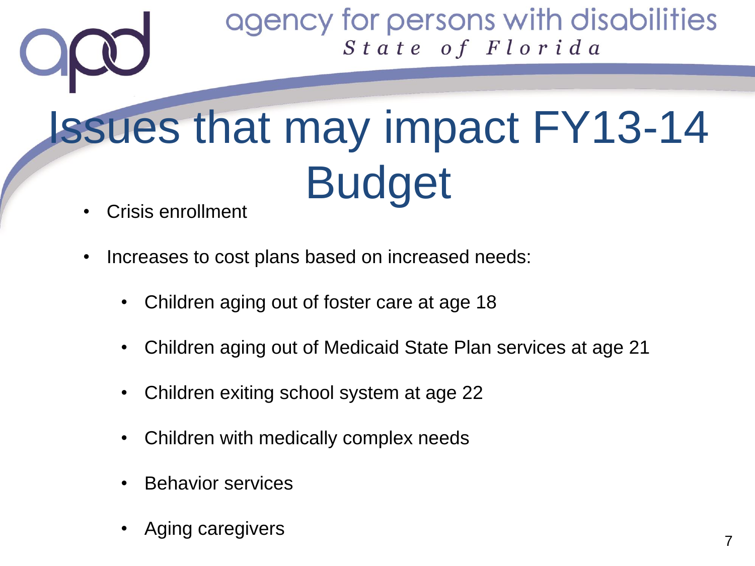# Issues that may impact FY13-14 Budget

- Crisis enrollment
- Increases to cost plans based on increased needs:
  - Children aging out of foster care at age 18
  - Children aging out of Medicaid State Plan services at age 21
  - Children exiting school system at age 22
  - Children with medically complex needs
  - Behavior services
  - Aging caregivers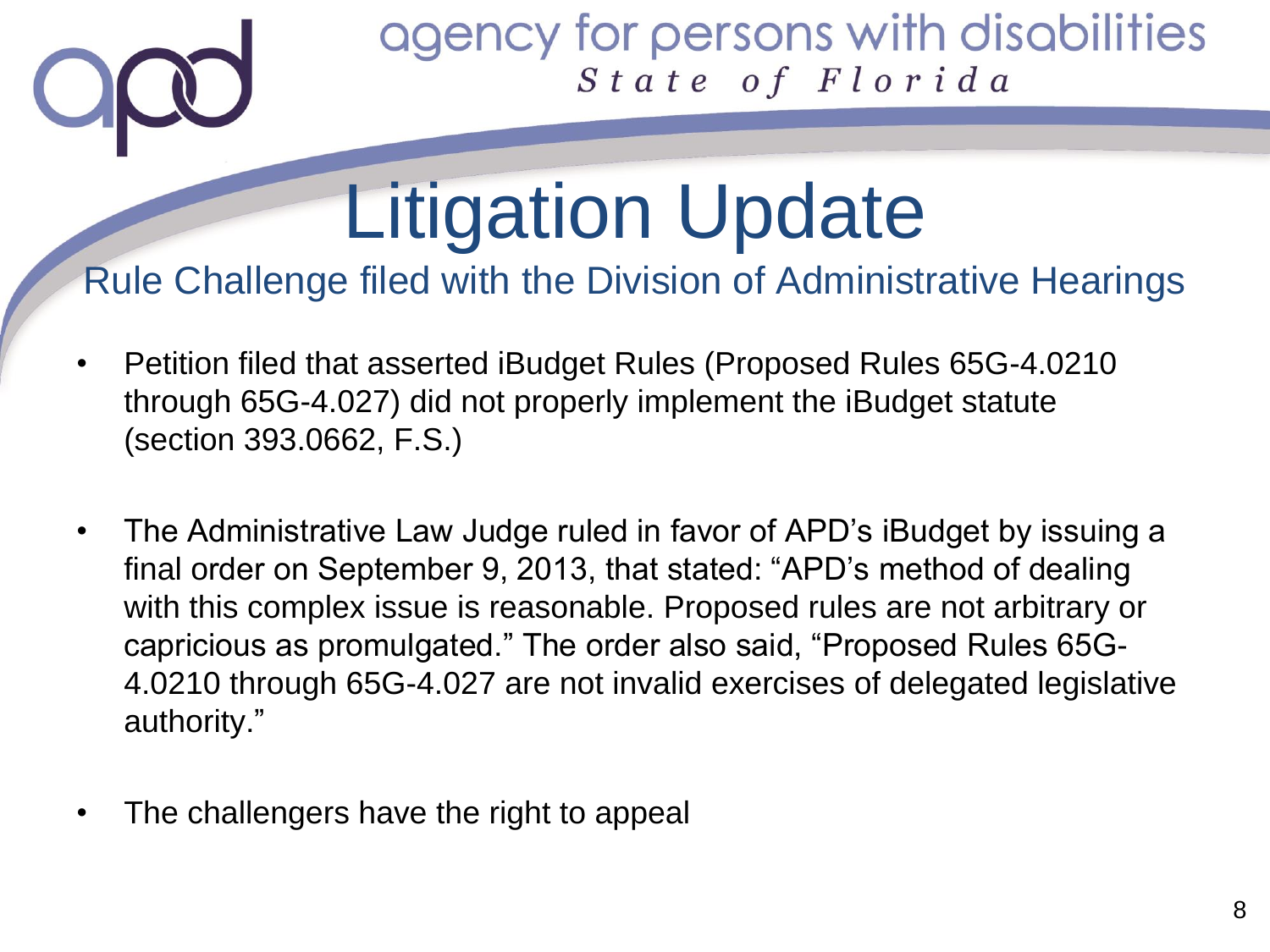# Litigation Update

## Rule Challenge filed with the Division of Administrative Hearings

- Petition filed that asserted iBudget Rules (Proposed Rules 65G-4.0210 through 65G-4.027) did not properly implement the iBudget statute (section 393.0662, F.S.)
- The Administrative Law Judge ruled in favor of APD's iBudget by issuing a final order on September 9, 2013, that stated: "APD's method of dealing with this complex issue is reasonable. Proposed rules are not arbitrary or capricious as promulgated." The order also said, "Proposed Rules 65G-4.0210 through 65G-4.027 are not invalid exercises of delegated legislative authority."
- The challengers have the right to appeal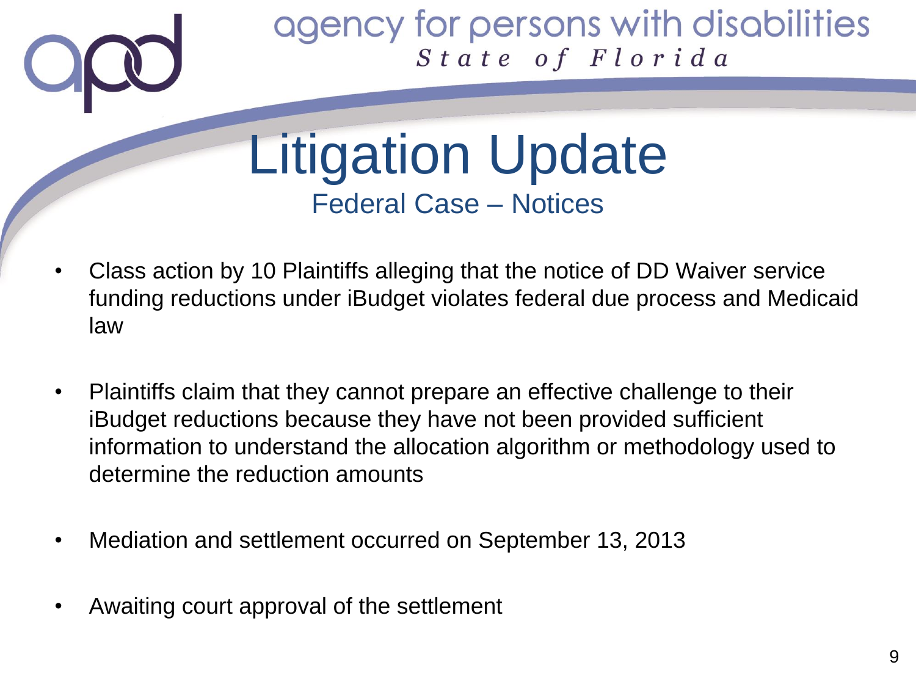# Litigation Update

## Federal Case – Notices

- Class action by 10 Plaintiffs alleging that the notice of DD Waiver service funding reductions under iBudget violates federal due process and Medicaid law
- Plaintiffs claim that they cannot prepare an effective challenge to their iBudget reductions because they have not been provided sufficient information to understand the allocation algorithm or methodology used to determine the reduction amounts
- Mediation and settlement occurred on September 13, 2013
- Awaiting court approval of the settlement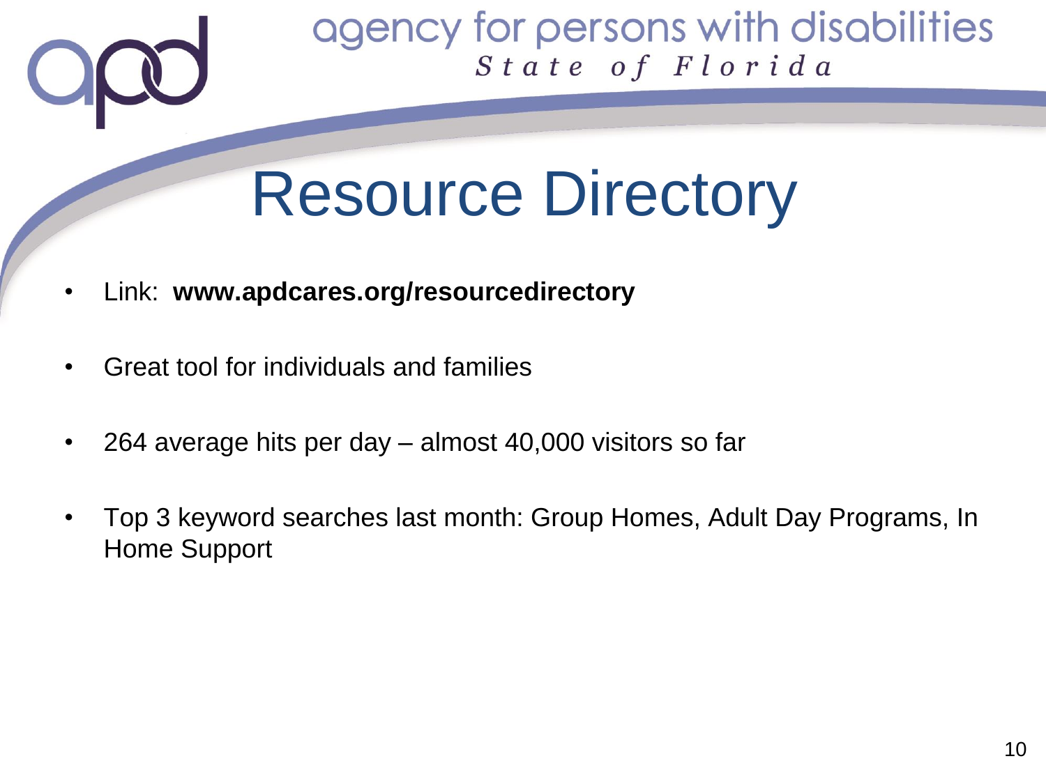# Resource Directory

- Link: **www.apdcares.org/resourcedirectory**
- Great tool for individuals and families
- 264 average hits per day – almost 40,000 visitors so far
- Top 3 keyword searches last month: Group Homes, Adult Day Programs, In Home Support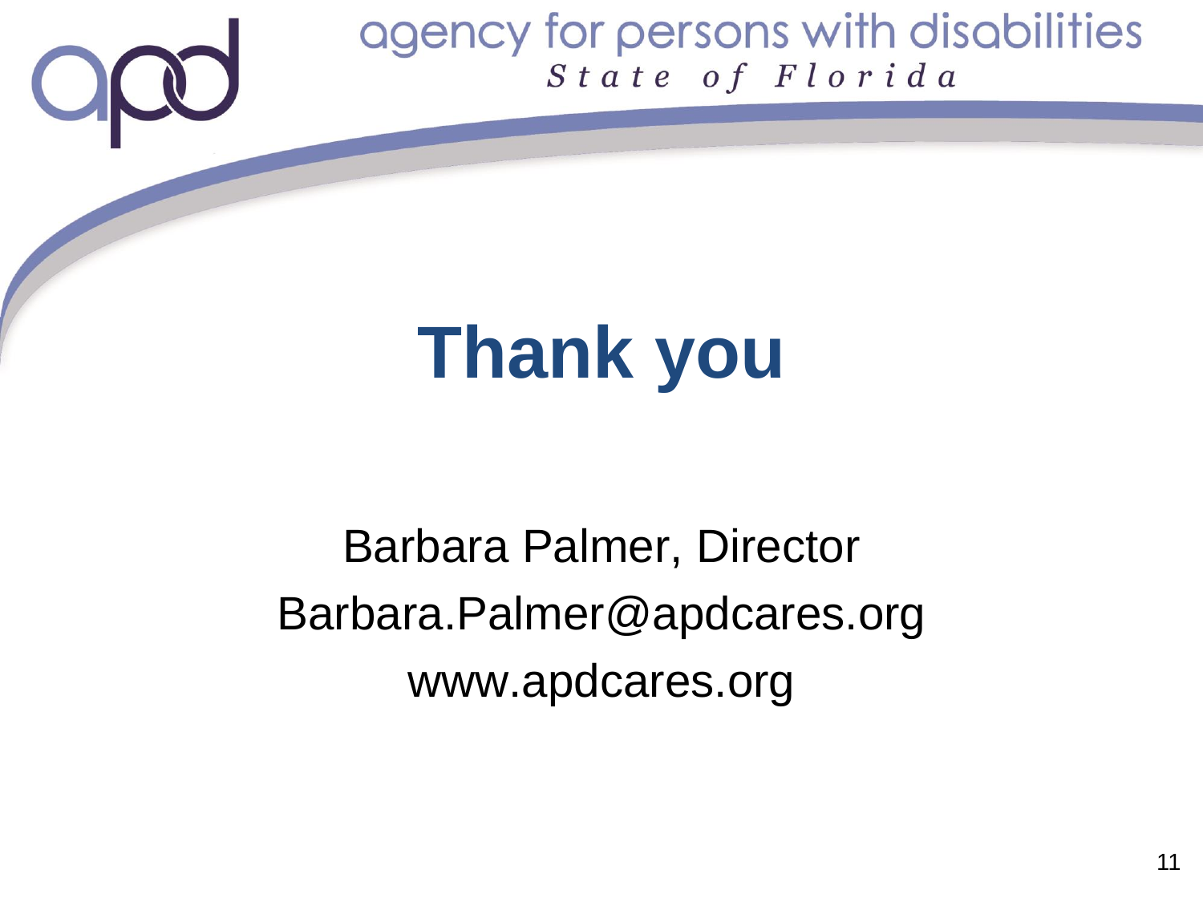agency for persons with disabilities
*State of Florida*

# Thank you

Barbara Palmer, Director

Barbara.Palmer@apdcares.org

www.apdcares.org